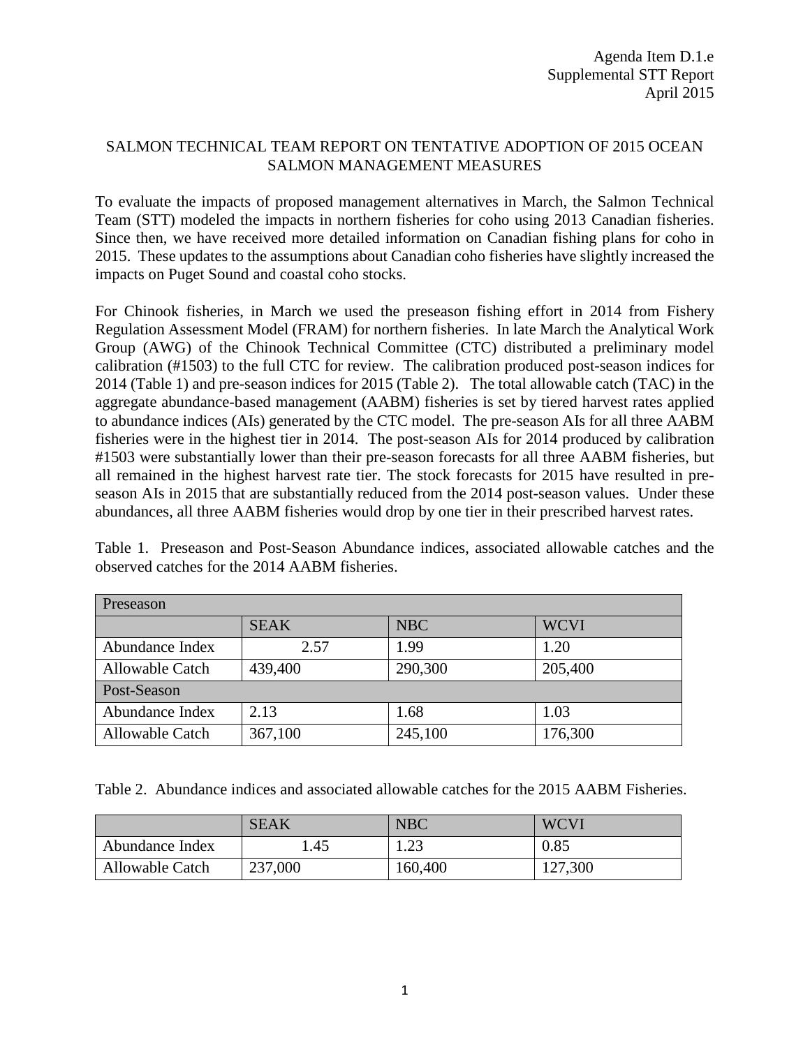Agenda Item D.1.e
Supplemental STT Report
April 2015

# SALMON TECHNICAL TEAM REPORT ON TENTATIVE ADOPTION OF 2015 OCEAN SALMON MANAGEMENT MEASURES

To evaluate the impacts of proposed management alternatives in March, the Salmon Technical Team (STT) modeled the impacts in northern fisheries for coho using 2013 Canadian fisheries. Since then, we have received more detailed information on Canadian fishing plans for coho in 2015. These updates to the assumptions about Canadian coho fisheries have slightly increased the impacts on Puget Sound and coastal coho stocks.

For Chinook fisheries, in March we used the preseason fishing effort in 2014 from Fishery Regulation Assessment Model (FRAM) for northern fisheries. In late March the Analytical Work Group (AWG) of the Chinook Technical Committee (CTC) distributed a preliminary model calibration (#1503) to the full CTC for review. The calibration produced post-season indices for 2014 (Table 1) and pre-season indices for 2015 (Table 2). The total allowable catch (TAC) in the aggregate abundance-based management (AABM) fisheries is set by tiered harvest rates applied to abundance indices (AIs) generated by the CTC model. The pre-season AIs for all three AABM fisheries were in the highest tier in 2014. The post-season AIs for 2014 produced by calibration #1503 were substantially lower than their pre-season forecasts for all three AABM fisheries, but all remained in the highest harvest rate tier. The stock forecasts for 2015 have resulted in pre-season AIs in 2015 that are substantially reduced from the 2014 post-season values. Under these abundances, all three AABM fisheries would drop by one tier in their prescribed harvest rates.

Table 1. Preseason and Post-Season Abundance indices, associated allowable catches and the observed catches for the 2014 AABM fisheries.

| Preseason | | | |
|---|---|---|---|
| | SEAK | NBC | WCVI |
| Abundance Index | 2.57 | 1.99 | 1.20 |
| Allowable Catch | 439,400 | 290,300 | 205,400 |
| **Post-Season** | | | |
| Abundance Index | 2.13 | 1.68 | 1.03 |
| Allowable Catch | 367,100 | 245,100 | 176,300 |

Table 2. Abundance indices and associated allowable catches for the 2015 AABM Fisheries.

| | SEAK | NBC | WCVI |
|---|---|---|---|
| Abundance Index | 1.45 | 1.23 | 0.85 |
| Allowable Catch | 237,000 | 160,400 | 127,300 |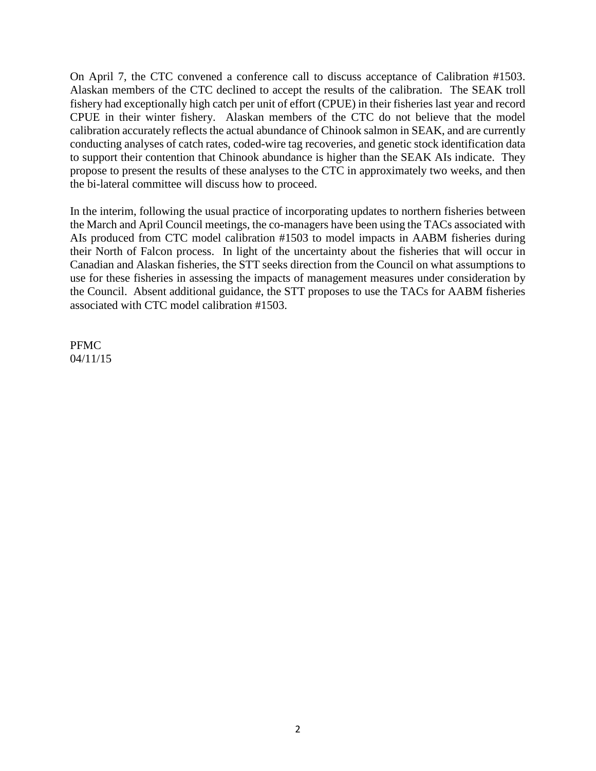On April 7, the CTC convened a conference call to discuss acceptance of Calibration #1503. Alaskan members of the CTC declined to accept the results of the calibration. The SEAK troll fishery had exceptionally high catch per unit of effort (CPUE) in their fisheries last year and record CPUE in their winter fishery. Alaskan members of the CTC do not believe that the model calibration accurately reflects the actual abundance of Chinook salmon in SEAK, and are currently conducting analyses of catch rates, coded-wire tag recoveries, and genetic stock identification data to support their contention that Chinook abundance is higher than the SEAK AIs indicate. They propose to present the results of these analyses to the CTC in approximately two weeks, and then the bi-lateral committee will discuss how to proceed.

In the interim, following the usual practice of incorporating updates to northern fisheries between the March and April Council meetings, the co-managers have been using the TACs associated with AIs produced from CTC model calibration #1503 to model impacts in AABM fisheries during their North of Falcon process. In light of the uncertainty about the fisheries that will occur in Canadian and Alaskan fisheries, the STT seeks direction from the Council on what assumptions to use for these fisheries in assessing the impacts of management measures under consideration by the Council. Absent additional guidance, the STT proposes to use the TACs for AABM fisheries associated with CTC model calibration #1503.

PFMC
04/11/15